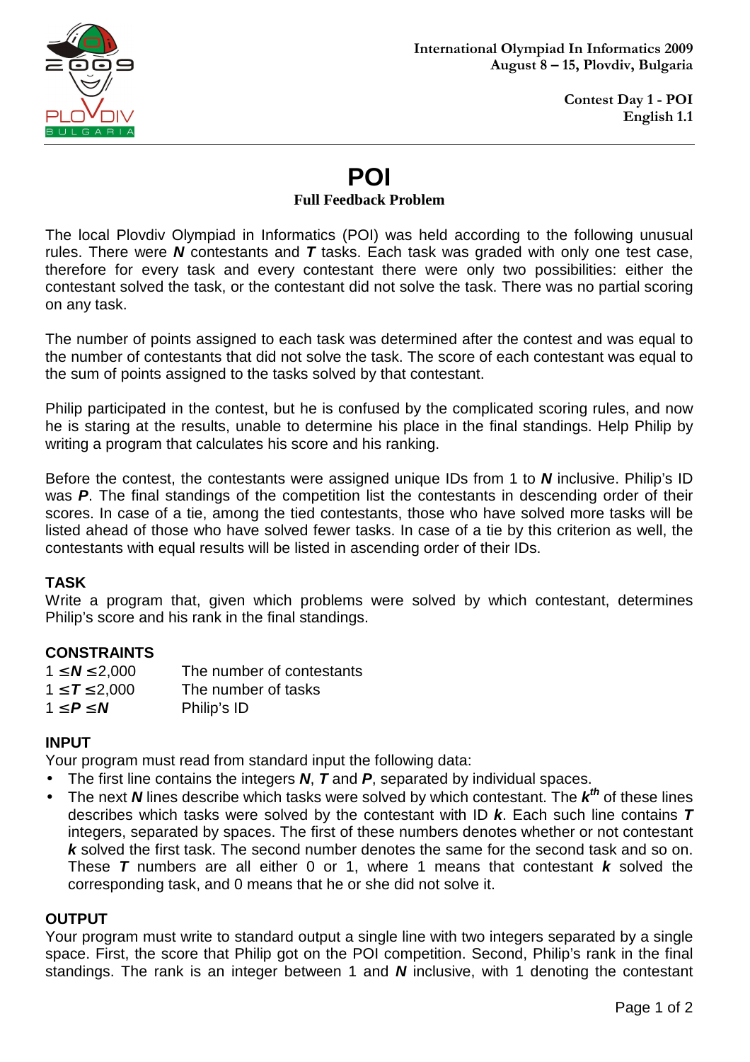International Olympiad In Informatics 2009
August 8 – 15, Plovdiv, Bulgaria

Contest Day 1 - POI
English 1.1

# POI

**Full Feedback Problem**

The local Plovdiv Olympiad in Informatics (POI) was held according to the following unusual rules. There were ***N*** contestants and ***T*** tasks. Each task was graded with only one test case, therefore for every task and every contestant there were only two possibilities: either the contestant solved the task, or the contestant did not solve the task. There was no partial scoring on any task.

The number of points assigned to each task was determined after the contest and was equal to the number of contestants that did not solve the task. The score of each contestant was equal to the sum of points assigned to the tasks solved by that contestant.

Philip participated in the contest, but he is confused by the complicated scoring rules, and now he is staring at the results, unable to determine his place in the final standings. Help Philip by writing a program that calculates his score and his ranking.

Before the contest, the contestants were assigned unique IDs from 1 to ***N*** inclusive. Philip's ID was ***P***. The final standings of the competition list the contestants in descending order of their scores. In case of a tie, among the tied contestants, those who have solved more tasks will be listed ahead of those who have solved fewer tasks. In case of a tie by this criterion as well, the contestants with equal results will be listed in ascending order of their IDs.

## TASK

Write a program that, given which problems were solved by which contestant, determines Philip's score and his rank in the final standings.

## CONSTRAINTS

| | |
|---|---|
| $1 \leq N \leq 2{,}000$ | The number of contestants |
| $1 \leq T \leq 2{,}000$ | The number of tasks |
| $1 \leq P \leq N$ | Philip's ID |

## INPUT

Your program must read from standard input the following data:

- The first line contains the integers ***N***, ***T*** and ***P***, separated by individual spaces.
- The next ***N*** lines describe which tasks were solved by which contestant. The ***k***$^{th}$ of these lines describes which tasks were solved by the contestant with ID ***k***. Each such line contains ***T*** integers, separated by spaces. The first of these numbers denotes whether or not contestant ***k*** solved the first task. The second number denotes the same for the second task and so on. These ***T*** numbers are all either 0 or 1, where 1 means that contestant ***k*** solved the corresponding task, and 0 means that he or she did not solve it.

## OUTPUT

Your program must write to standard output a single line with two integers separated by a single space. First, the score that Philip got on the POI competition. Second, Philip's rank in the final standings. The rank is an integer between 1 and ***N*** inclusive, with 1 denoting the contestant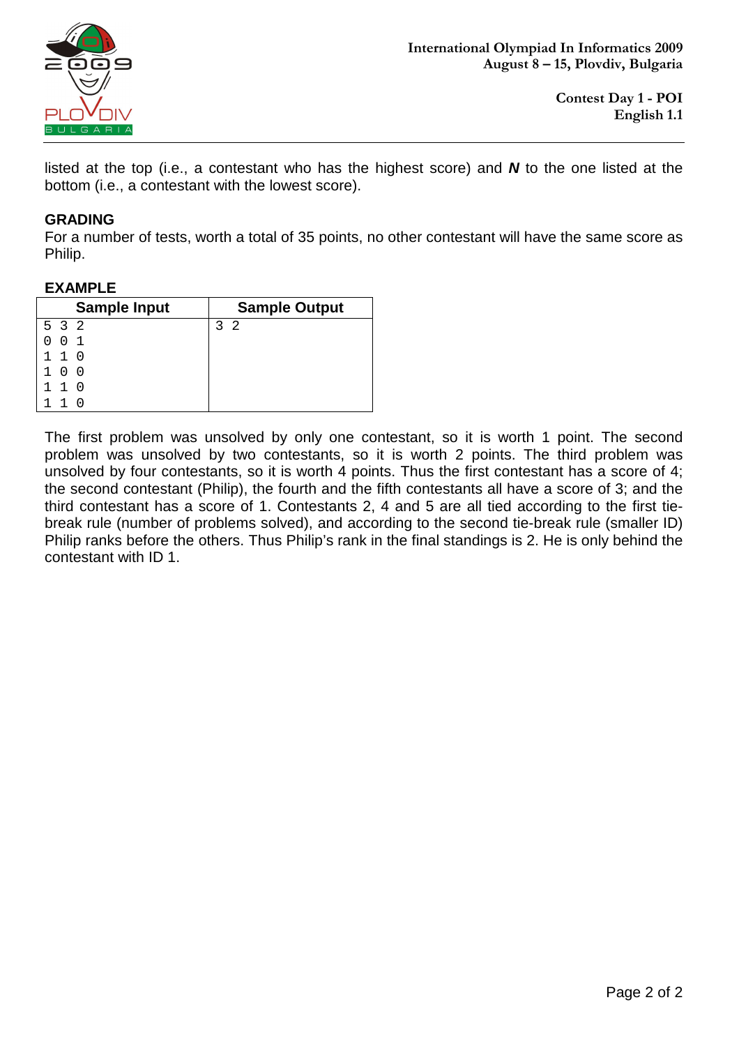listed at the top (i.e., a contestant who has the highest score) and ***N*** to the one listed at the bottom (i.e., a contestant with the lowest score).

## GRADING

For a number of tests, worth a total of 35 points, no other contestant will have the same score as Philip.

## EXAMPLE

| Sample Input | Sample Output |
|---|---|
| 5 3 2<br>0 0 1<br>1 1 0<br>1 0 0<br>1 1 0<br>1 1 0 | 3 2 |

The first problem was unsolved by only one contestant, so it is worth 1 point. The second problem was unsolved by two contestants, so it is worth 2 points. The third problem was unsolved by four contestants, so it is worth 4 points. Thus the first contestant has a score of 4; the second contestant (Philip), the fourth and the fifth contestants all have a score of 3; and the third contestant has a score of 1. Contestants 2, 4 and 5 are all tied according to the first tie-break rule (number of problems solved), and according to the second tie-break rule (smaller ID) Philip ranks before the others. Thus Philip's rank in the final standings is 2. He is only behind the contestant with ID 1.